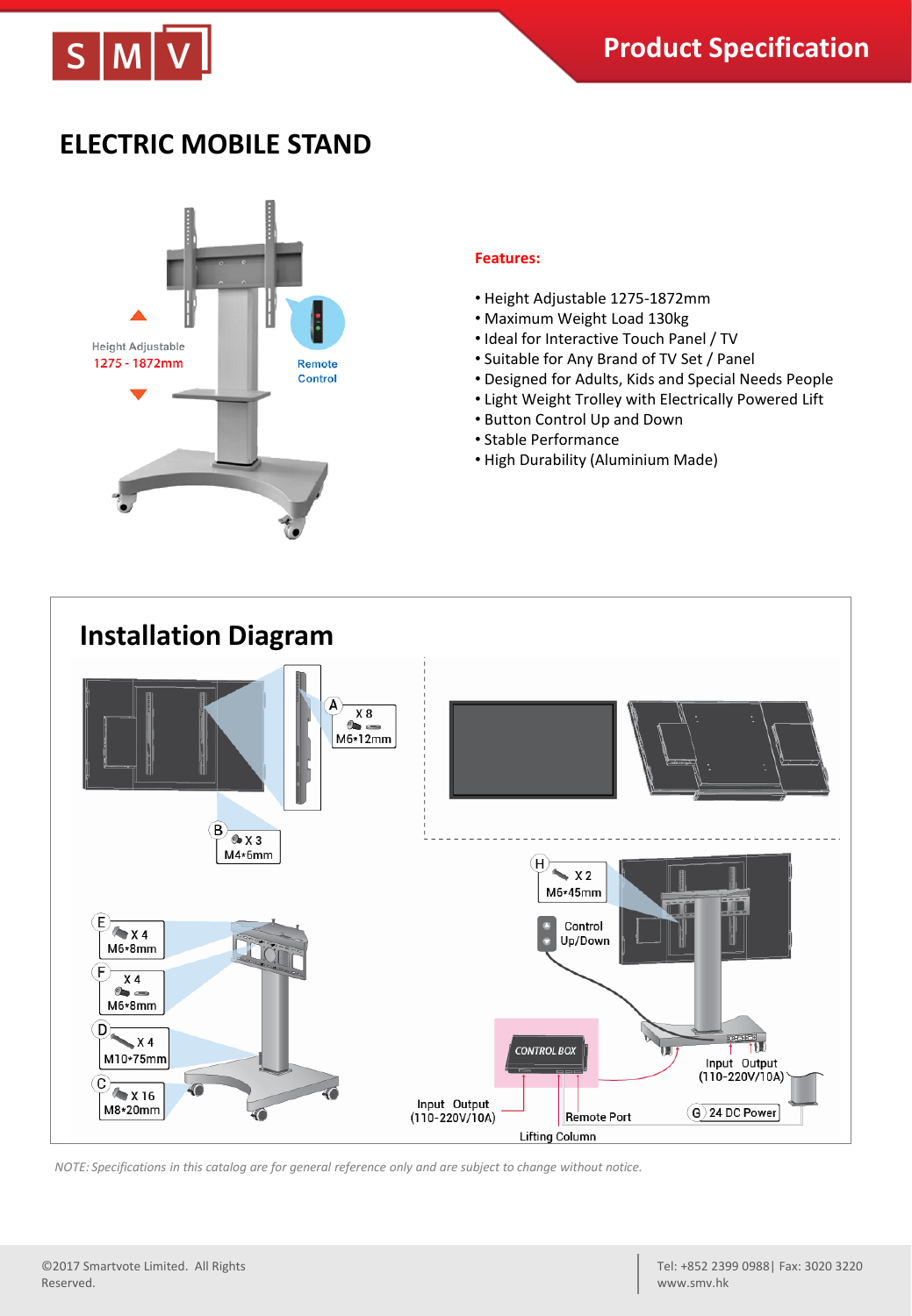# Product Specification

## ELECTRIC MOBILE STAND

Height Adjustable
1275 - 1872mm

Remote
Control

**Features:**

- Height Adjustable 1275-1872mm
- Maximum Weight Load 130kg
- Ideal for Interactive Touch Panel / TV
- Suitable for Any Brand of TV Set / Panel
- Designed for Adults, Kids and Special Needs People
- Light Weight Trolley with Electrically Powered Lift
- Button Control Up and Down
- Stable Performance
- High Durability (Aluminium Made)

## Installation Diagram

A X 8 M6*12mm

B X 3 M4*6mm

E X 4 M6*8mm

F X 4 M6*8mm

D X 4 M10*75mm

C X 16 M8*20mm

H X 2 M6*45mm

Control Up/Down

CONTROL BOX

Input Output (110-220V/10A)

Input Output (110-220V/10A)

Remote Port

Lifting Column

G 24 DC Power

*NOTE: Specifications in this catalog are for general reference only and are subject to change without notice.*

©2017 Smartvote Limited. All Rights Reserved.

Tel: +852 2399 0988| Fax: 3020 3220
www.smv.hk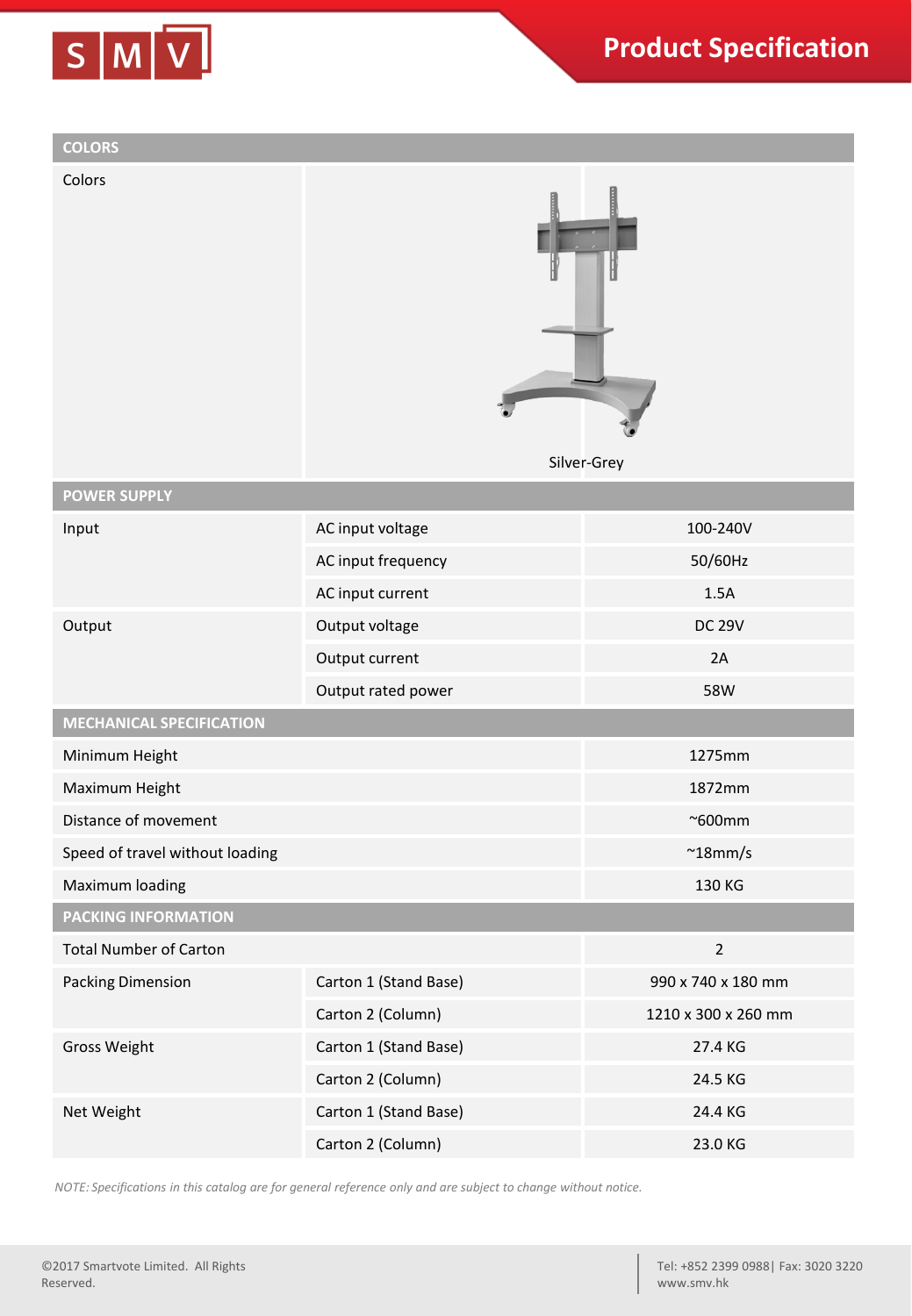# Product Specification

| COLORS | | |
|---|---|---|
| Colors | Silver-Grey | |

| POWER SUPPLY | | |
|---|---|---|
| Input | AC input voltage | 100-240V |
| | AC input frequency | 50/60Hz |
| | AC input current | 1.5A |
| Output | Output voltage | DC 29V |
| | Output current | 2A |
| | Output rated power | 58W |

| MECHANICAL SPECIFICATION | |
|---|---|
| Minimum Height | 1275mm |
| Maximum Height | 1872mm |
| Distance of movement | ~600mm |
| Speed of travel without loading | ~18mm/s |
| Maximum loading | 130 KG |

| PACKING INFORMATION | | |
|---|---|---|
| Total Number of Carton | | 2 |
| Packing Dimension | Carton 1 (Stand Base) | 990 x 740 x 180 mm |
| | Carton 2 (Column) | 1210 x 300 x 260 mm |
| Gross Weight | Carton 1 (Stand Base) | 27.4 KG |
| | Carton 2 (Column) | 24.5 KG |
| Net Weight | Carton 1 (Stand Base) | 24.4 KG |
| | Carton 2 (Column) | 23.0 KG |

*NOTE: Specifications in this catalog are for general reference only and are subject to change without notice.*

©2017 Smartvote Limited. All Rights Reserved.

Tel: +852 2399 0988| Fax: 3020 3220
www.smv.hk